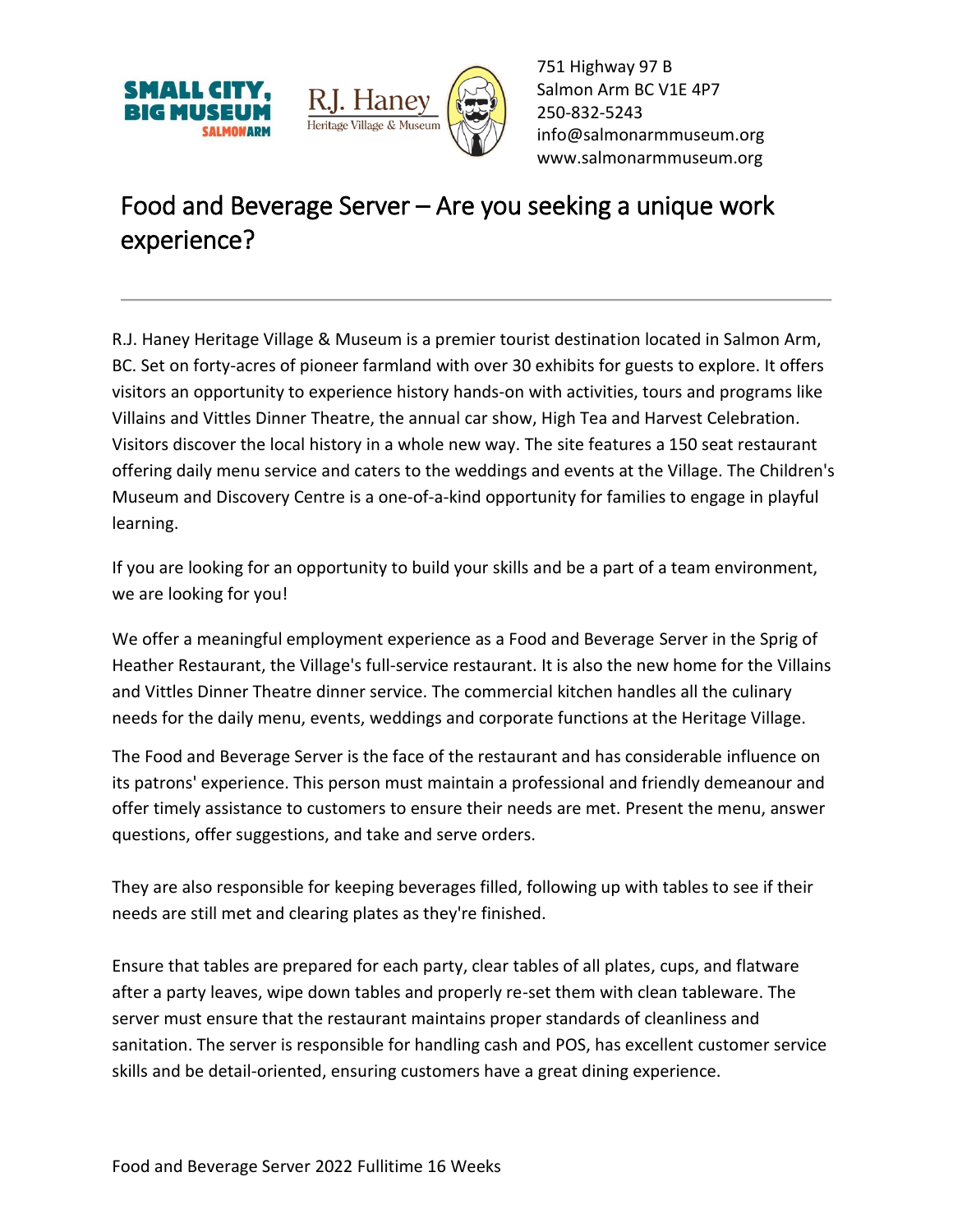751 Highway 97 B
Salmon Arm BC V1E 4P7
250-832-5243
info@salmonarmmuseum.org
www.salmonarmmuseum.org

# Food and Beverage Server – Are you seeking a unique work experience?

---

R.J. Haney Heritage Village & Museum is a premier tourist destination located in Salmon Arm, BC. Set on forty-acres of pioneer farmland with over 30 exhibits for guests to explore. It offers visitors an opportunity to experience history hands-on with activities, tours and programs like Villains and Vittles Dinner Theatre, the annual car show, High Tea and Harvest Celebration. Visitors discover the local history in a whole new way. The site features a 150 seat restaurant offering daily menu service and caters to the weddings and events at the Village. The Children's Museum and Discovery Centre is a one-of-a-kind opportunity for families to engage in playful learning.

If you are looking for an opportunity to build your skills and be a part of a team environment, we are looking for you!

We offer a meaningful employment experience as a Food and Beverage Server in the Sprig of Heather Restaurant, the Village's full-service restaurant. It is also the new home for the Villains and Vittles Dinner Theatre dinner service. The commercial kitchen handles all the culinary needs for the daily menu, events, weddings and corporate functions at the Heritage Village.

The Food and Beverage Server is the face of the restaurant and has considerable influence on its patrons' experience. This person must maintain a professional and friendly demeanour and offer timely assistance to customers to ensure their needs are met. Present the menu, answer questions, offer suggestions, and take and serve orders.

They are also responsible for keeping beverages filled, following up with tables to see if their needs are still met and clearing plates as they're finished.

Ensure that tables are prepared for each party, clear tables of all plates, cups, and flatware after a party leaves, wipe down tables and properly re-set them with clean tableware. The server must ensure that the restaurant maintains proper standards of cleanliness and sanitation. The server is responsible for handling cash and POS, has excellent customer service skills and be detail-oriented, ensuring customers have a great dining experience.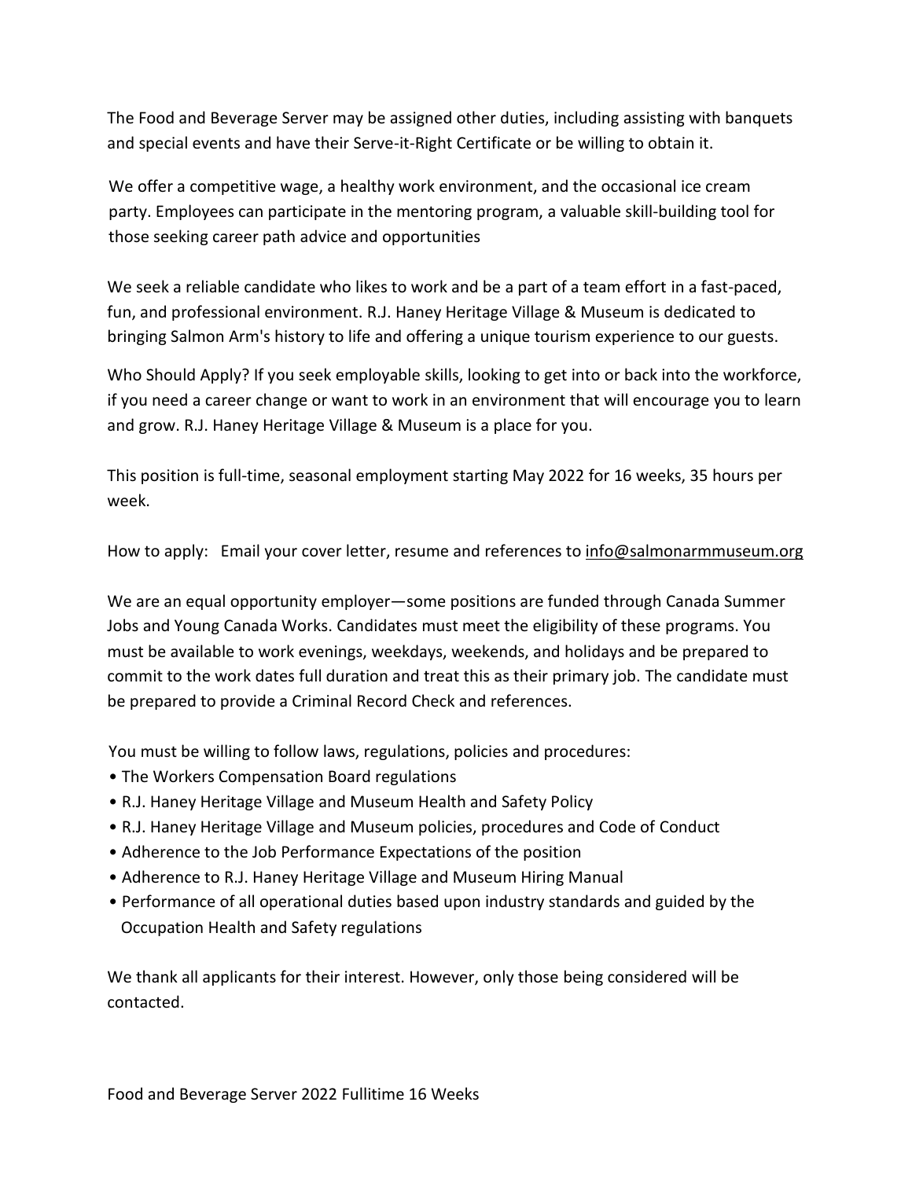The Food and Beverage Server may be assigned other duties, including assisting with banquets and special events and have their Serve-it-Right Certificate or be willing to obtain it.

We offer a competitive wage, a healthy work environment, and the occasional ice cream party. Employees can participate in the mentoring program, a valuable skill-building tool for those seeking career path advice and opportunities

We seek a reliable candidate who likes to work and be a part of a team effort in a fast-paced, fun, and professional environment. R.J. Haney Heritage Village & Museum is dedicated to bringing Salmon Arm's history to life and offering a unique tourism experience to our guests.

Who Should Apply? If you seek employable skills, looking to get into or back into the workforce, if you need a career change or want to work in an environment that will encourage you to learn and grow. R.J. Haney Heritage Village & Museum is a place for you.

This position is full-time, seasonal employment starting May 2022 for 16 weeks, 35 hours per week.

How to apply: Email your cover letter, resume and references to info@salmonarmmuseum.org

We are an equal opportunity employer—some positions are funded through Canada Summer Jobs and Young Canada Works. Candidates must meet the eligibility of these programs. You must be available to work evenings, weekdays, weekends, and holidays and be prepared to commit to the work dates full duration and treat this as their primary job. The candidate must be prepared to provide a Criminal Record Check and references.

You must be willing to follow laws, regulations, policies and procedures:

- The Workers Compensation Board regulations
- R.J. Haney Heritage Village and Museum Health and Safety Policy
- R.J. Haney Heritage Village and Museum policies, procedures and Code of Conduct
- Adherence to the Job Performance Expectations of the position
- Adherence to R.J. Haney Heritage Village and Museum Hiring Manual
- Performance of all operational duties based upon industry standards and guided by the Occupation Health and Safety regulations

We thank all applicants for their interest. However, only those being considered will be contacted.